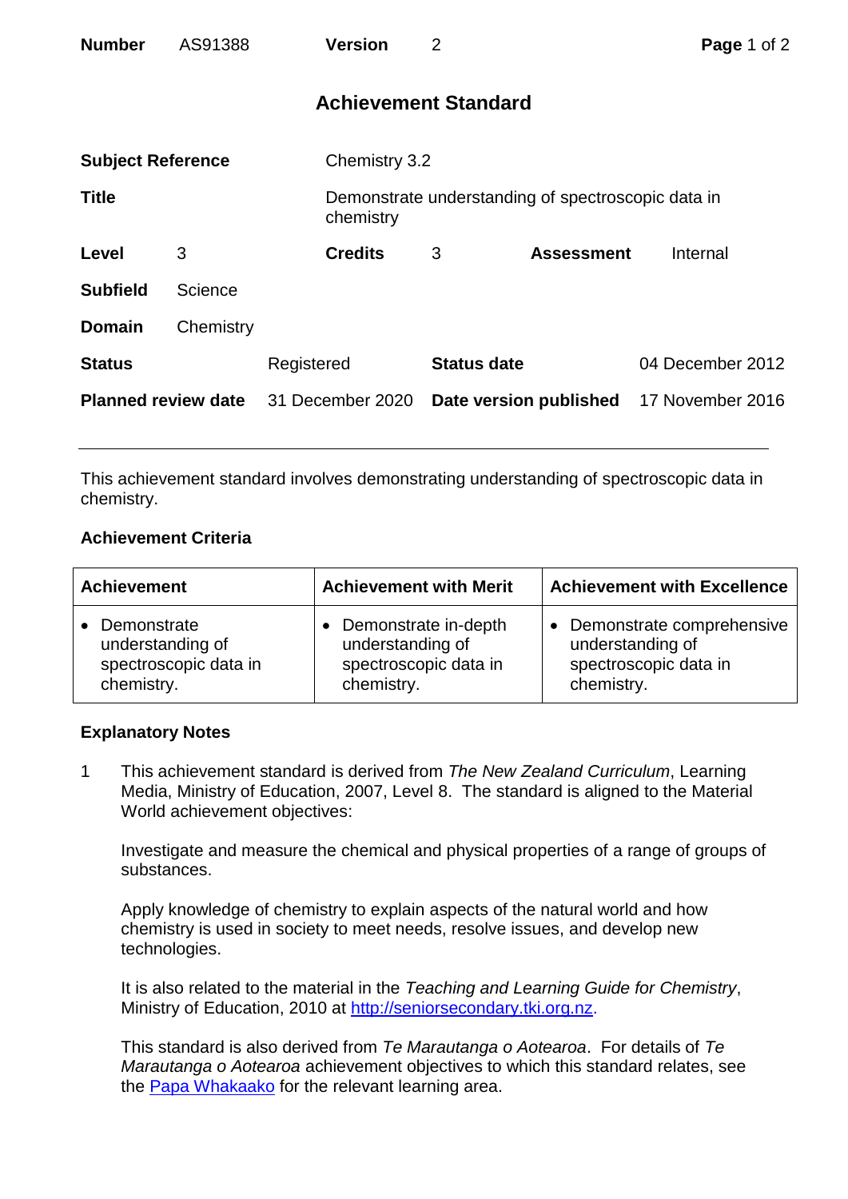| **Number** | AS91388 | **Version** | 2 |
|---|---|---|---|

# Achievement Standard

| | | | |
|---|---|---|---|
| **Subject Reference** | Chemistry 3.2 | | |
| **Title** | Demonstrate understanding of spectroscopic data in chemistry | | |
| **Level** 3 | **Credits** 3 | **Assessment** | Internal |
| **Subfield** | Science | | |
| **Domain** | Chemistry | | |
| **Status** Registered | | **Status date** | 04 December 2012 |
| **Planned review date** 31 December 2020 | | **Date version published** | 17 November 2016 |

This achievement standard involves demonstrating understanding of spectroscopic data in chemistry.

## Achievement Criteria

| Achievement | Achievement with Merit | Achievement with Excellence |
|---|---|---|
| • Demonstrate understanding of spectroscopic data in chemistry. | • Demonstrate in-depth understanding of spectroscopic data in chemistry. | • Demonstrate comprehensive understanding of spectroscopic data in chemistry. |

## Explanatory Notes

1 This achievement standard is derived from *The New Zealand Curriculum*, Learning Media, Ministry of Education, 2007, Level 8. The standard is aligned to the Material World achievement objectives:

Investigate and measure the chemical and physical properties of a range of groups of substances.

Apply knowledge of chemistry to explain aspects of the natural world and how chemistry is used in society to meet needs, resolve issues, and develop new technologies.

It is also related to the material in the *Teaching and Learning Guide for Chemistry*, Ministry of Education, 2010 at http://seniorsecondary.tki.org.nz.

This standard is also derived from *Te Marautanga o Aotearoa*. For details of *Te Marautanga o Aotearoa* achievement objectives to which this standard relates, see the Papa Whakaako for the relevant learning area.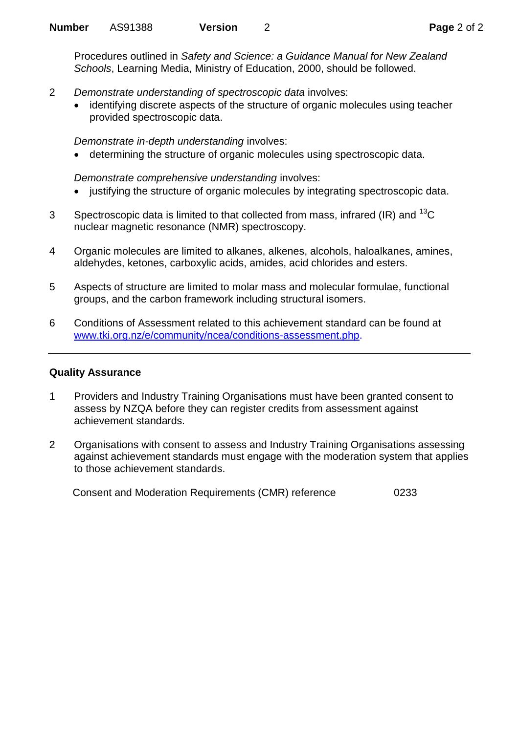Procedures outlined in *Safety and Science: a Guidance Manual for New Zealand Schools*, Learning Media, Ministry of Education, 2000, should be followed.

2 *Demonstrate understanding of spectroscopic data* involves:
   - identifying discrete aspects of the structure of organic molecules using teacher provided spectroscopic data.

   *Demonstrate in-depth understanding* involves:
   - determining the structure of organic molecules using spectroscopic data.

   *Demonstrate comprehensive understanding* involves:
   - justifying the structure of organic molecules by integrating spectroscopic data.

3 Spectroscopic data is limited to that collected from mass, infrared (IR) and $^{13}C$ nuclear magnetic resonance (NMR) spectroscopy.

4 Organic molecules are limited to alkanes, alkenes, alcohols, haloalkanes, amines, aldehydes, ketones, carboxylic acids, amides, acid chlorides and esters.

5 Aspects of structure are limited to molar mass and molecular formulae, functional groups, and the carbon framework including structural isomers.

6 Conditions of Assessment related to this achievement standard can be found at www.tki.org.nz/e/community/ncea/conditions-assessment.php.

---

## Quality Assurance

1 Providers and Industry Training Organisations must have been granted consent to assess by NZQA before they can register credits from assessment against achievement standards.

2 Organisations with consent to assess and Industry Training Organisations assessing against achievement standards must engage with the moderation system that applies to those achievement standards.

Consent and Moderation Requirements (CMR) reference 0233